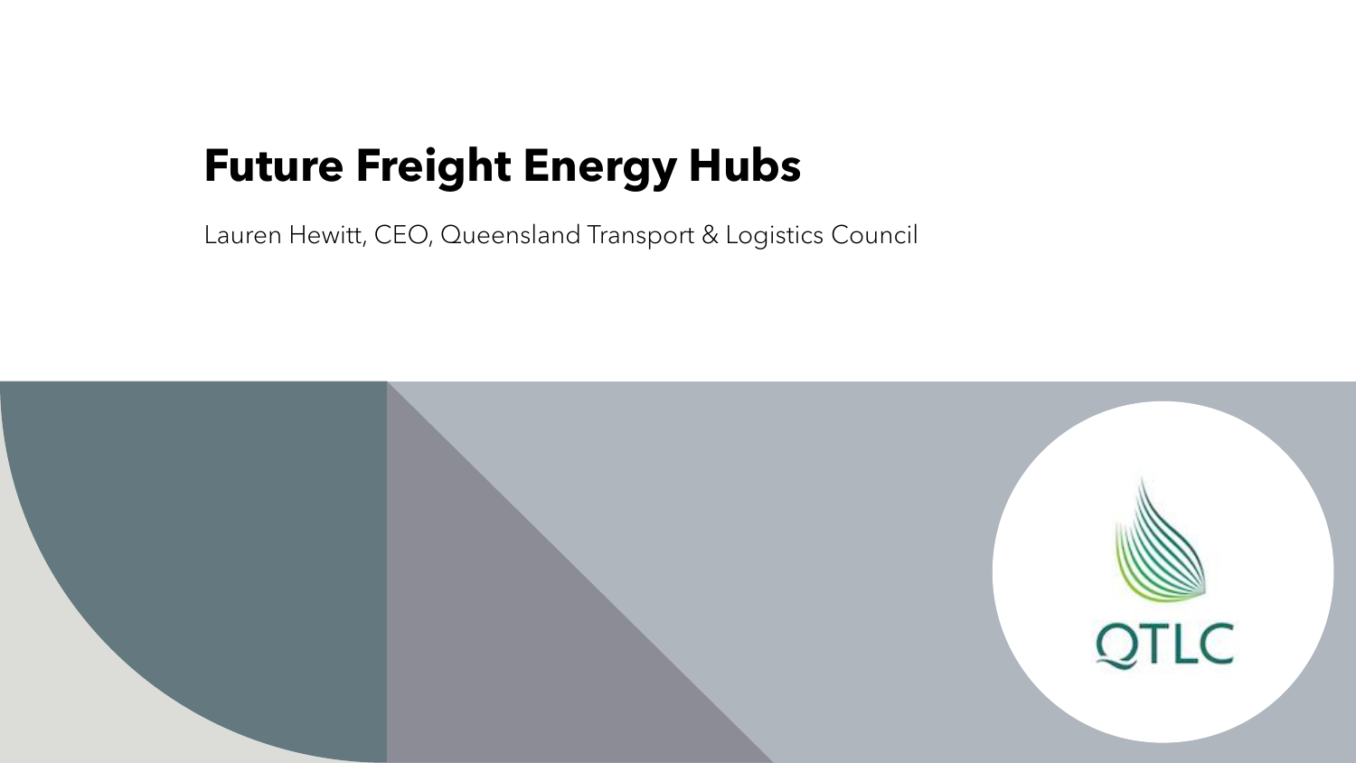# Future Freight Energy Hubs

Lauren Hewitt, CEO, Queensland Transport & Logistics Council

QTLC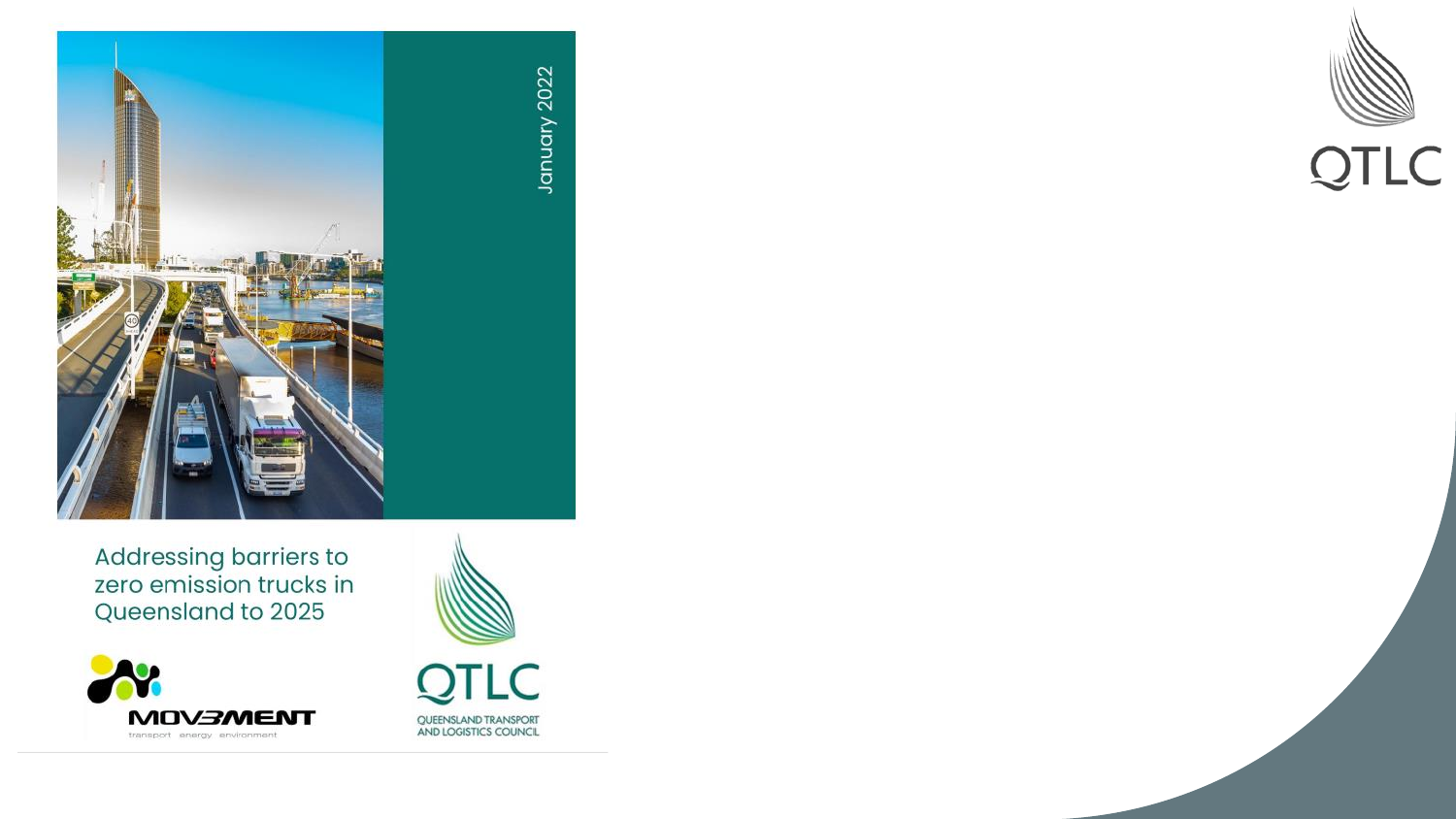January 2022

Addressing barriers to zero emission trucks in Queensland to 2025

MOV3MENT

transport energy environment

QTLC

QUEENSLAND TRANSPORT AND LOGISTICS COUNCIL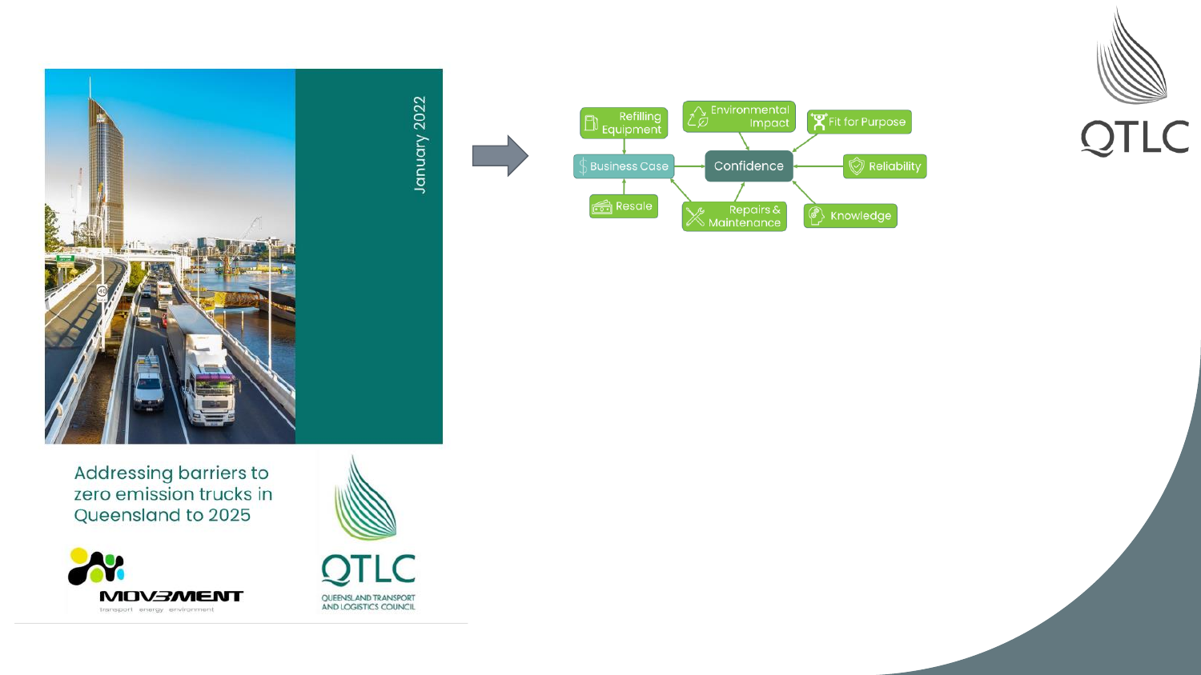January 2022

Addressing barriers to zero emission trucks in Queensland to 2025

MOVEMENT transport energy environment

QTLC QUEENSLAND TRANSPORT AND LOGISTICS COUNCIL

- Refilling Equipment
- Environmental Impact
- Fit for Purpose
- Business Case
- Confidence
- Reliability
- Resale
- Repairs & Maintenance
- Knowledge

QTLC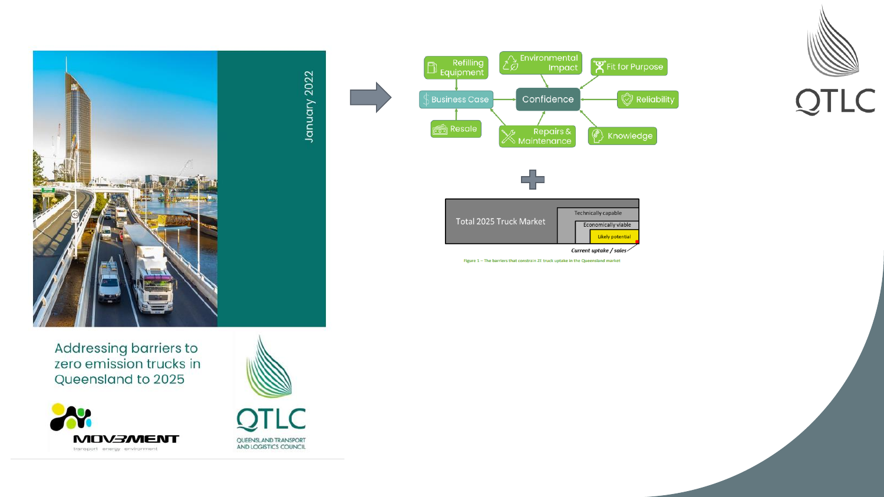January 2022

Addressing barriers to zero emission trucks in Queensland to 2025

MOVEMENT
transport energy environment

QTLC
QUEENSLAND TRANSPORT AND LOGISTICS COUNCIL

Refilling Equipment

Environmental Impact

Fit for Purpose

Business Case

Confidence

Reliability

Resale

Repairs & Maintenance

Knowledge

Total 2025 Truck Market

Technically capable

Economically viable

Likely potential

*Current uptake / sales*

Figure 1 – The barriers that constrain ZE truck uptake in the Queensland market

QTLC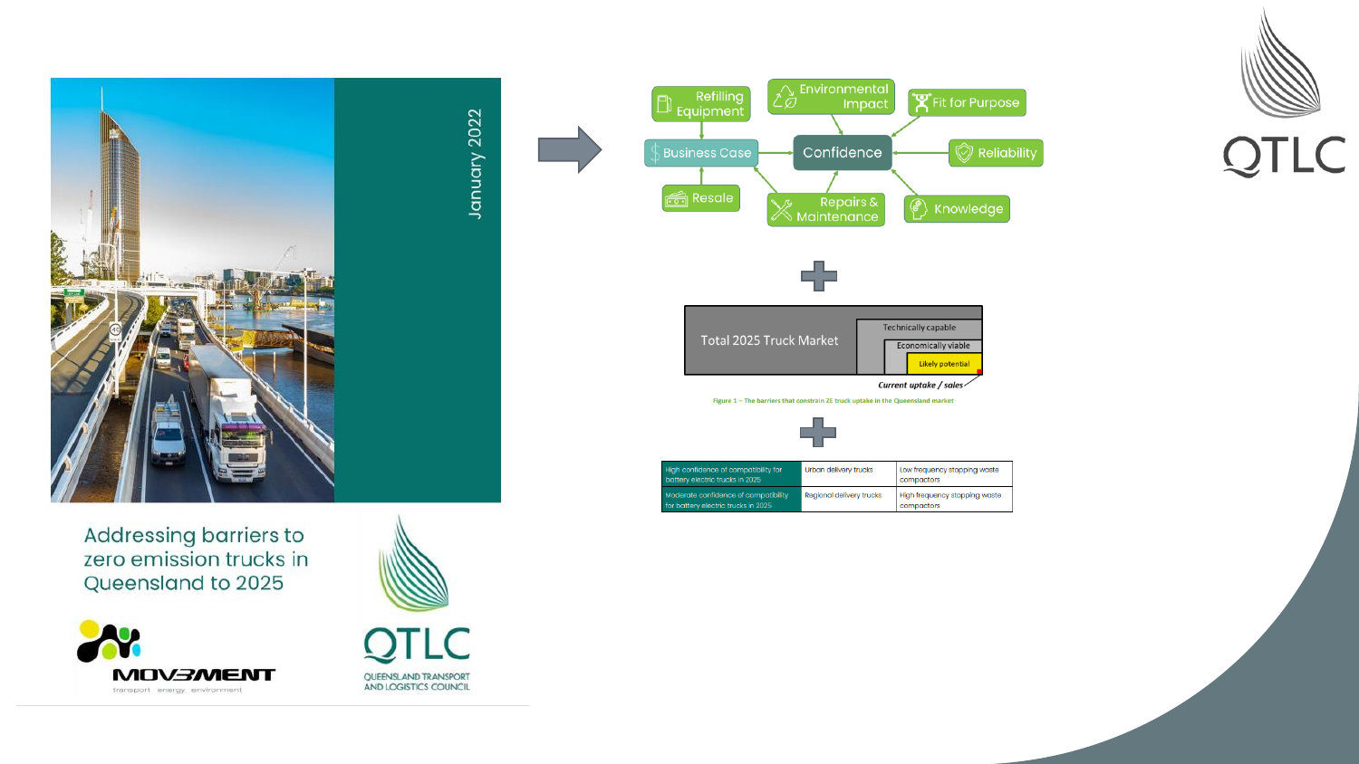January 2022

Addressing barriers to zero emission trucks in Queensland to 2025

MOVEMENT transport energy environment

QTLC QUEENSLAND TRANSPORT AND LOGISTICS COUNCIL

Refilling Equipment

Environmental Impact

Fit for Purpose

Business Case

Confidence

Reliability

Resale

Repairs & Maintenance

Knowledge

Total 2025 Truck Market

Technically capable

Economically viable

Likely potential

Current uptake / sales

Figure 1 – The barriers that constrain ZE truck uptake in the Queensland market

| | | |
|---|---|---|
| High confidence of compatibility for battery electric trucks in 2025 | Urban delivery trucks | Low frequency stopping waste compactors |
| Moderate confidence of compatibility for battery electric trucks in 2025 | Regional delivery trucks | High frequency stopping waste compactors |

QTLC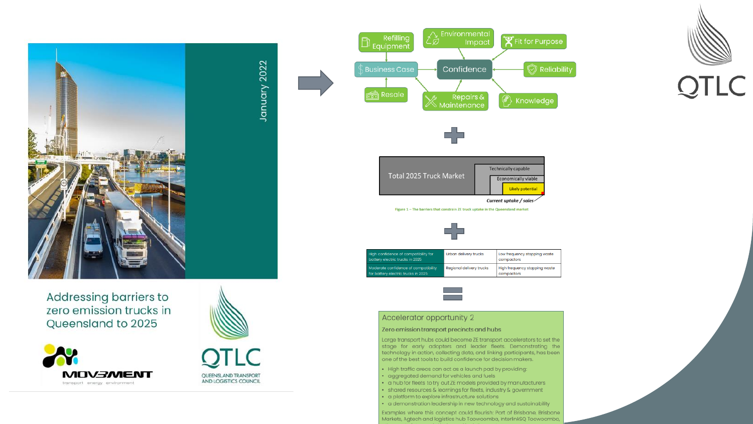January 2022

Addressing barriers to zero emission trucks in Queensland to 2025

MOVEMENT transport energy environment

QTLC QUEENSLAND TRANSPORT AND LOGISTICS COUNCIL

Refilling Equipment

Environmental Impact

Fit for Purpose

Business Case

Confidence

Reliability

Resale

Repairs & Maintenance

Knowledge

Total 2025 Truck Market

Technically capable

Economically viable

Likely potential

*Current uptake / sales*

Figure 1 – The barriers that constrain ZE truck uptake in the Queensland market

| High confidence of compatibility for battery electric trucks in 2025 | Urban delivery trucks | Low frequency stopping waste compactors |
|---|---|---|
| Moderate confidence of compatibility for battery electric trucks in 2025 | Regional delivery trucks | High frequency stopping waste compactors |

Accelerator opportunity 2

Zero emission transport precincts and hubs

Large transport hubs could become ZE transport accelerators to set the stage for early adopters and leader fleets. Demonstrating the technology in action, collecting data, and linking participants, has been one of the best tools to build confidence for decision makers.

- High traffic areas can act as a launch pad by providing:
- aggregated demand for vehicles and fuels
- a hub for fleets to try out ZE models provided by manufacturers
- shared resources & learnings for fleets, industry & government
- a platform to explore infrastructure solutions
- a demonstration leadership in new technology and sustainability

Examples where this concept could flourish: Port of Brisbane, Brisbane Markets, Agtech and logistics hub Toowoomba, InterlinkSQ Toowoomba,

QTLC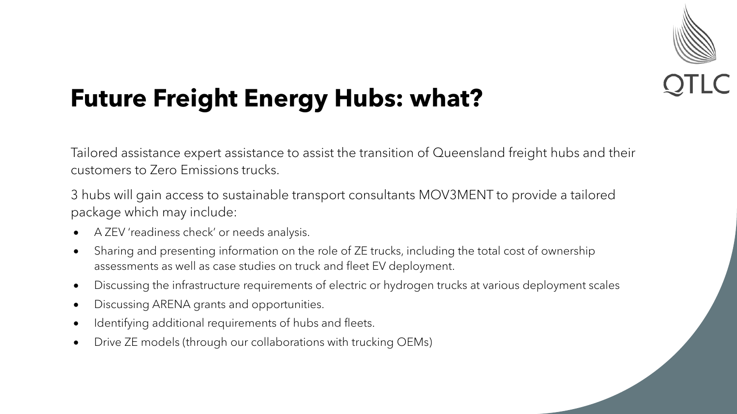# Future Freight Energy Hubs: what?

Tailored assistance expert assistance to assist the transition of Queensland freight hubs and their customers to Zero Emissions trucks.

3 hubs will gain access to sustainable transport consultants MOV3MENT to provide a tailored package which may include:

- A ZEV 'readiness check' or needs analysis.
- Sharing and presenting information on the role of ZE trucks, including the total cost of ownership assessments as well as case studies on truck and fleet EV deployment.
- Discussing the infrastructure requirements of electric or hydrogen trucks at various deployment scales
- Discussing ARENA grants and opportunities.
- Identifying additional requirements of hubs and fleets.
- Drive ZE models (through our collaborations with trucking OEMs)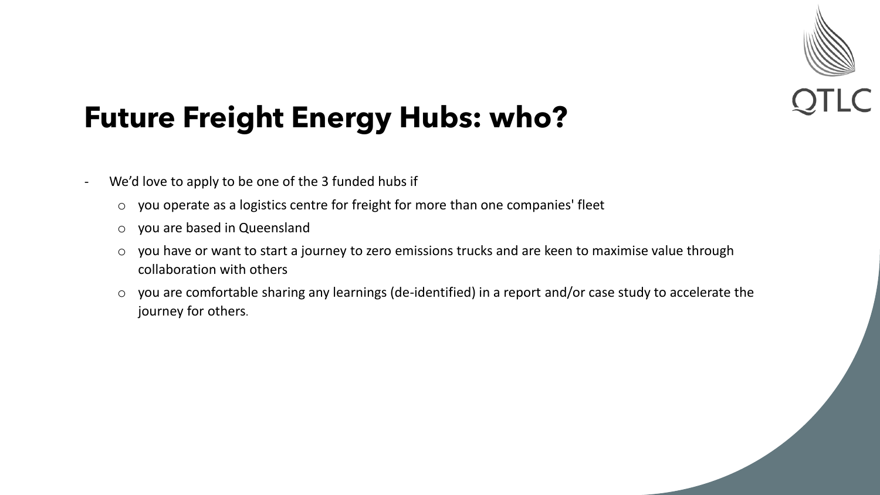# Future Freight Energy Hubs: who?

- We'd love to apply to be one of the 3 funded hubs if
  - you operate as a logistics centre for freight for more than one companies' fleet
  - you are based in Queensland
  - you have or want to start a journey to zero emissions trucks and are keen to maximise value through collaboration with others
  - you are comfortable sharing any learnings (de-identified) in a report and/or case study to accelerate the journey for others.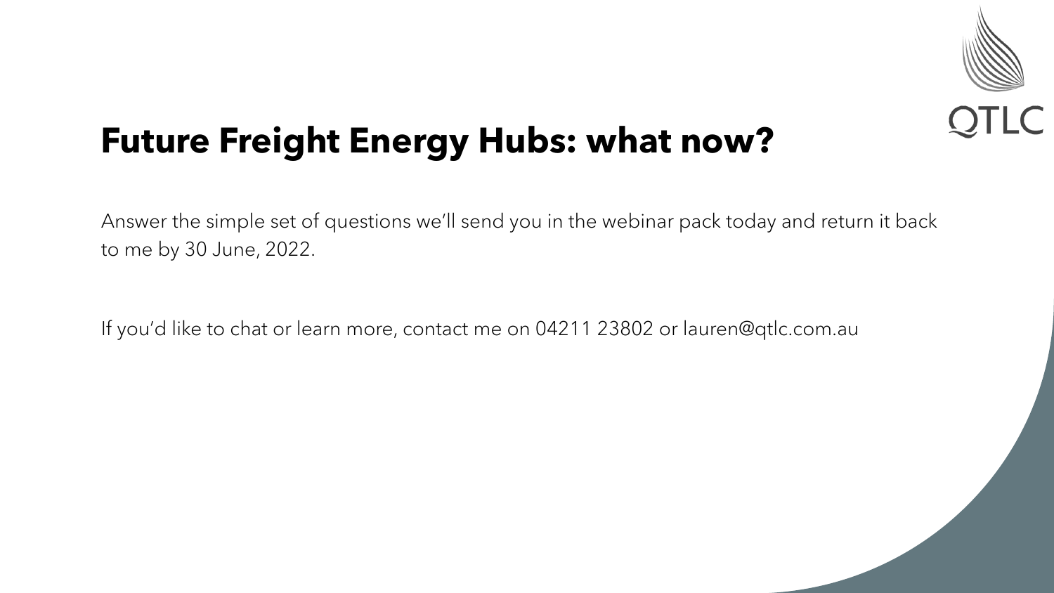# Future Freight Energy Hubs: what now?

Answer the simple set of questions we'll send you in the webinar pack today and return it back to me by 30 June, 2022.

If you'd like to chat or learn more, contact me on 04211 23802 or lauren@qtlc.com.au